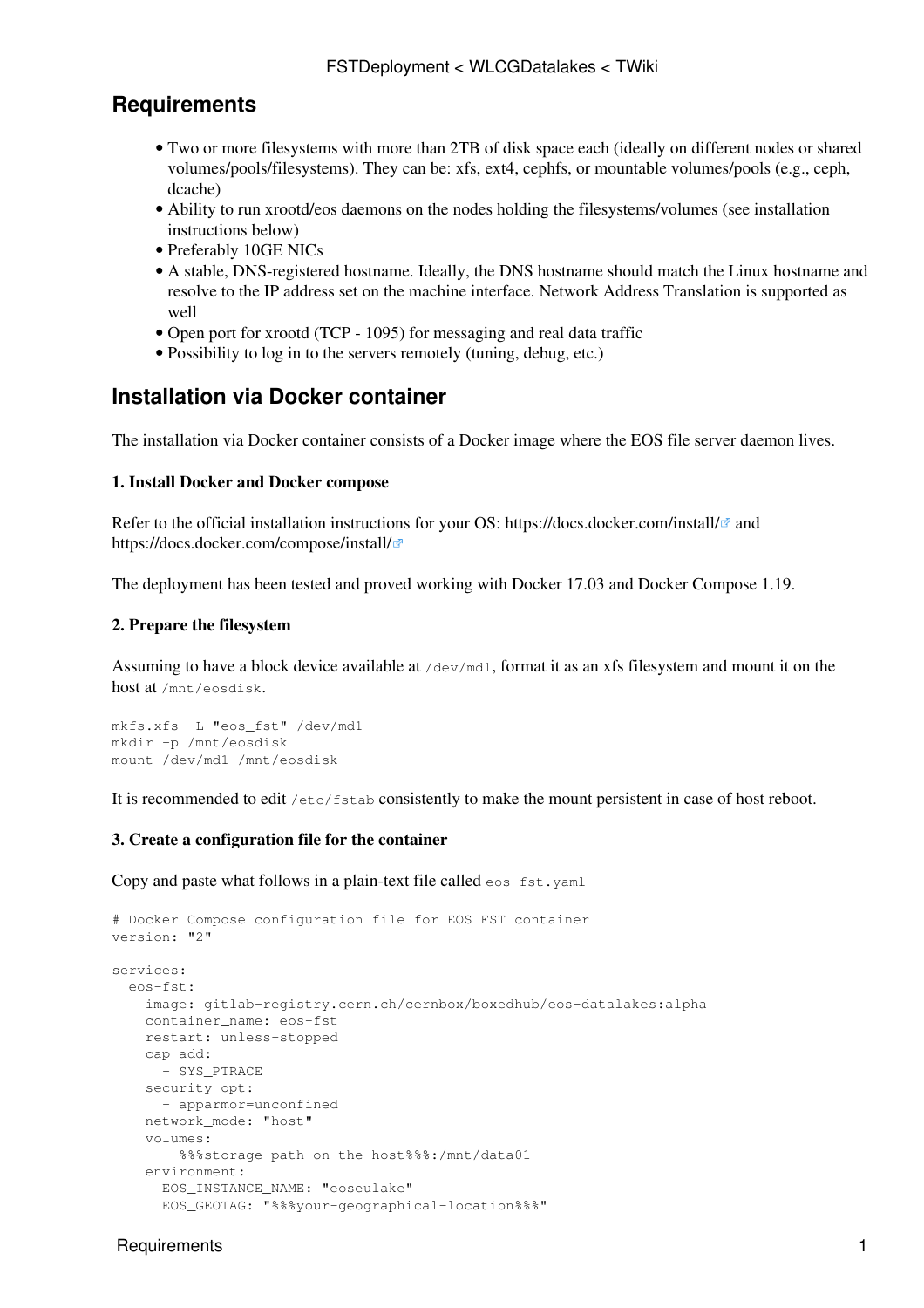## Requirements

- Two or more filesystems with more than 2TB of disk space each (ideally on different nodes or shared volumes/pools/filesystems). They can be: xfs, ext4, cephfs, or mountable volumes/pools (e.g., ceph, dcache)
- Ability to run xrootd/eos daemons on the nodes holding the filesystems/volumes (see installation instructions below)
- Preferably 10GE NICs
- A stable, DNS-registered hostname. Ideally, the DNS hostname should match the Linux hostname and resolve to the IP address set on the machine interface. Network Address Translation is supported as well
- Open port for xrootd (TCP - 1095) for messaging and real data traffic
- Possibility to log in to the servers remotely (tuning, debug, etc.)

## Installation via Docker container

The installation via Docker container consists of a Docker image where the EOS file server daemon lives.

### 1. Install Docker and Docker compose

Refer to the official installation instructions for your OS: https://docs.docker.com/install/ and https://docs.docker.com/compose/install/

The deployment has been tested and proved working with Docker 17.03 and Docker Compose 1.19.

### 2. Prepare the filesystem

Assuming to have a block device available at `/dev/md1`, format it as an xfs filesystem and mount it on the host at `/mnt/eosdisk`.

```
mkfs.xfs -L "eos_fst" /dev/md1
mkdir -p /mnt/eosdisk
mount /dev/md1 /mnt/eosdisk
```

It is recommended to edit `/etc/fstab` consistently to make the mount persistent in case of host reboot.

### 3. Create a configuration file for the container

Copy and paste what follows in a plain-text file called `eos-fst.yaml`

```
# Docker Compose configuration file for EOS FST container
version: "2"

services:
  eos-fst:
    image: gitlab-registry.cern.ch/cernbox/boxedhub/eos-datalakes:alpha
    container_name: eos-fst
    restart: unless-stopped
    cap_add:
      - SYS_PTRACE
    security_opt:
      - apparmor=unconfined
    network_mode: "host"
    volumes:
      - %%%storage-path-on-the-host%%%:/mnt/data01
    environment:
      EOS_INSTANCE_NAME: "eoseulake"
      EOS_GEOTAG: "%%%your-geographical-location%%%"
```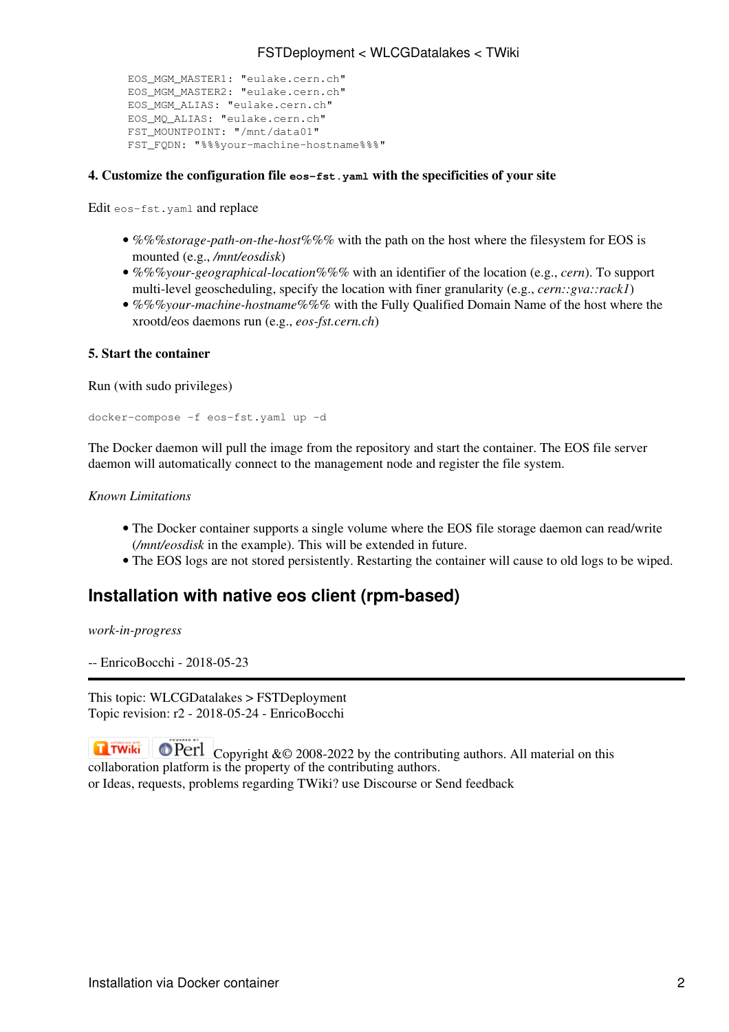```
EOS_MGM_MASTER1: "eulake.cern.ch"
EOS_MGM_MASTER2: "eulake.cern.ch"
EOS_MGM_ALIAS: "eulake.cern.ch"
EOS_MQ_ALIAS: "eulake.cern.ch"
FST_MOUNTPOINT: "/mnt/data01"
FST_FQDN: "%%%your-machine-hostname%%%"
```

#### 4. Customize the configuration file `eos-fst.yaml` with the specificities of your site

Edit `eos-fst.yaml` and replace

- *%%%storage-path-on-the-host%%%* with the path on the host where the filesystem for EOS is mounted (e.g., */mnt/eosdisk*)
- *%%%your-geographical-location%%%* with an identifier of the location (e.g., *cern*). To support multi-level geoscheduling, specify the location with finer granularity (e.g., *cern::gva::rack1*)
- *%%%your-machine-hostname%%%* with the Fully Qualified Domain Name of the host where the xrootd/eos daemons run (e.g., *eos-fst.cern.ch*)

#### 5. Start the container

Run (with sudo privileges)

```
docker-compose -f eos-fst.yaml up -d
```

The Docker daemon will pull the image from the repository and start the container. The EOS file server daemon will automatically connect to the management node and register the file system.

*Known Limitations*

- The Docker container supports a single volume where the EOS file storage daemon can read/write (*/mnt/eosdisk* in the example). This will be extended in future.
- The EOS logs are not stored persistently. Restarting the container will cause to old logs to be wiped.

## Installation with native eos client (rpm-based)

*work-in-progress*

-- EnricoBocchi - 2018-05-23

---

This topic: WLCGDatalakes > FSTDeployment
Topic revision: r2 - 2018-05-24 - EnricoBocchi

Copyright &© 2008-2022 by the contributing authors. All material on this collaboration platform is the property of the contributing authors.
or Ideas, requests, problems regarding TWiki? use Discourse or Send feedback